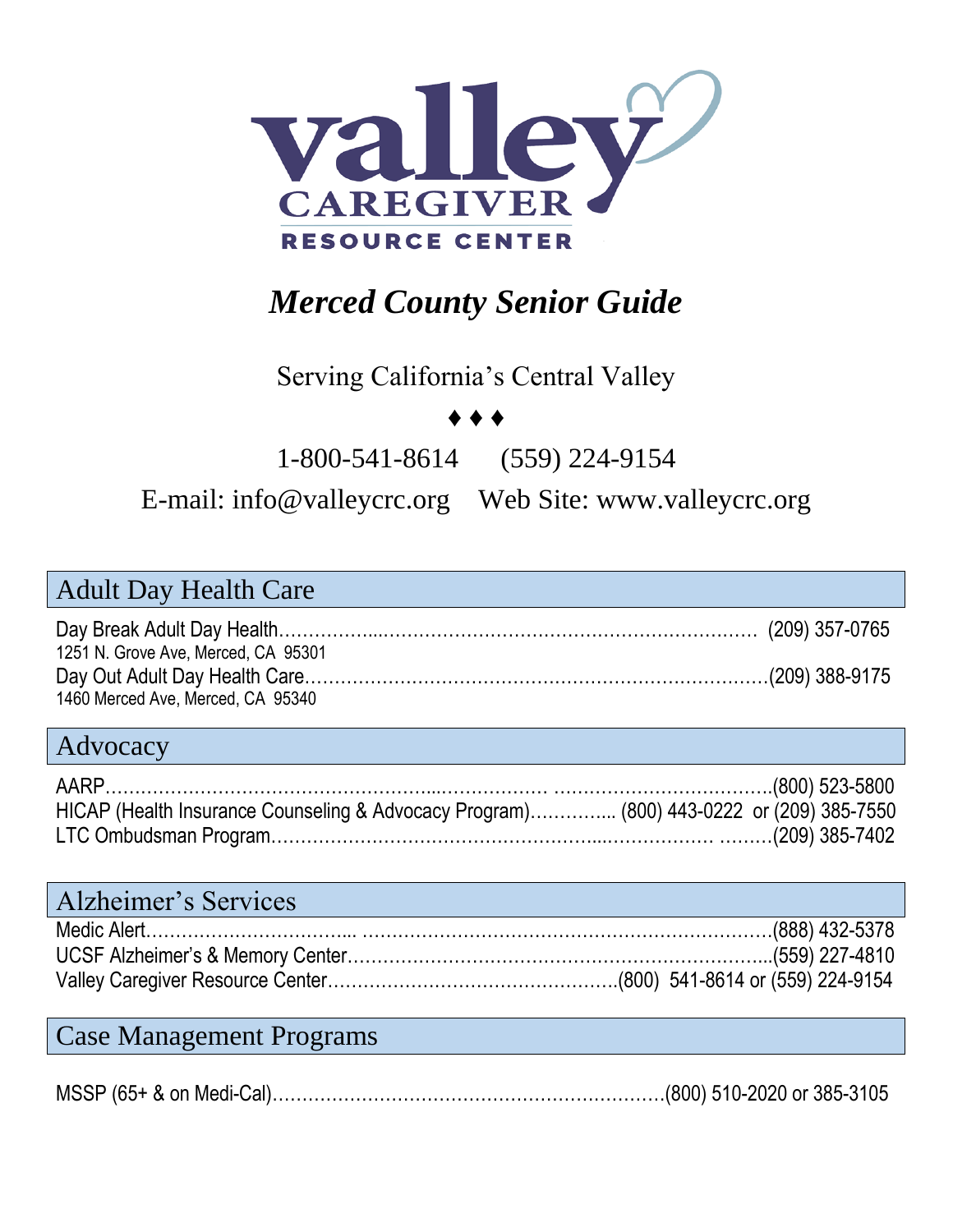**valley CAREGIVER RESOURCE CENTER**

# *Merced County Senior Guide*

Serving California's Central Valley

♦ ♦ ♦

1-800-541-8614      (559) 224-9154

E-mail: info@valleycrc.org    Web Site: www.valleycrc.org

## Adult Day Health Care

Day Break Adult Day Health……………………………………………………… (209) 357-0765
1251 N. Grove Ave, Merced, CA 95301

Day Out Adult Day Health Care……………………………………………………(209) 388-9175
1460 Merced Ave, Merced, CA 95340

## Advocacy

AARP……………………………………………………………………………………(800) 523-5800

HICAP (Health Insurance Counseling & Advocacy Program)………….. (800) 443-0222 or (209) 385-7550

LTC Ombudsman Program…………………………………………………………(209) 385-7402

## Alzheimer's Services

Medic Alert…………………………………………………………………………………(888) 432-5378

UCSF Alzheimer's & Memory Center………………………………………………(559) 227-4810

Valley Caregiver Resource Center…………………………………….(800) 541-8614 or (559) 224-9154

## Case Management Programs

MSSP (65+ & on Medi-Cal)………………………………………………………(800) 510-2020 or 385-3105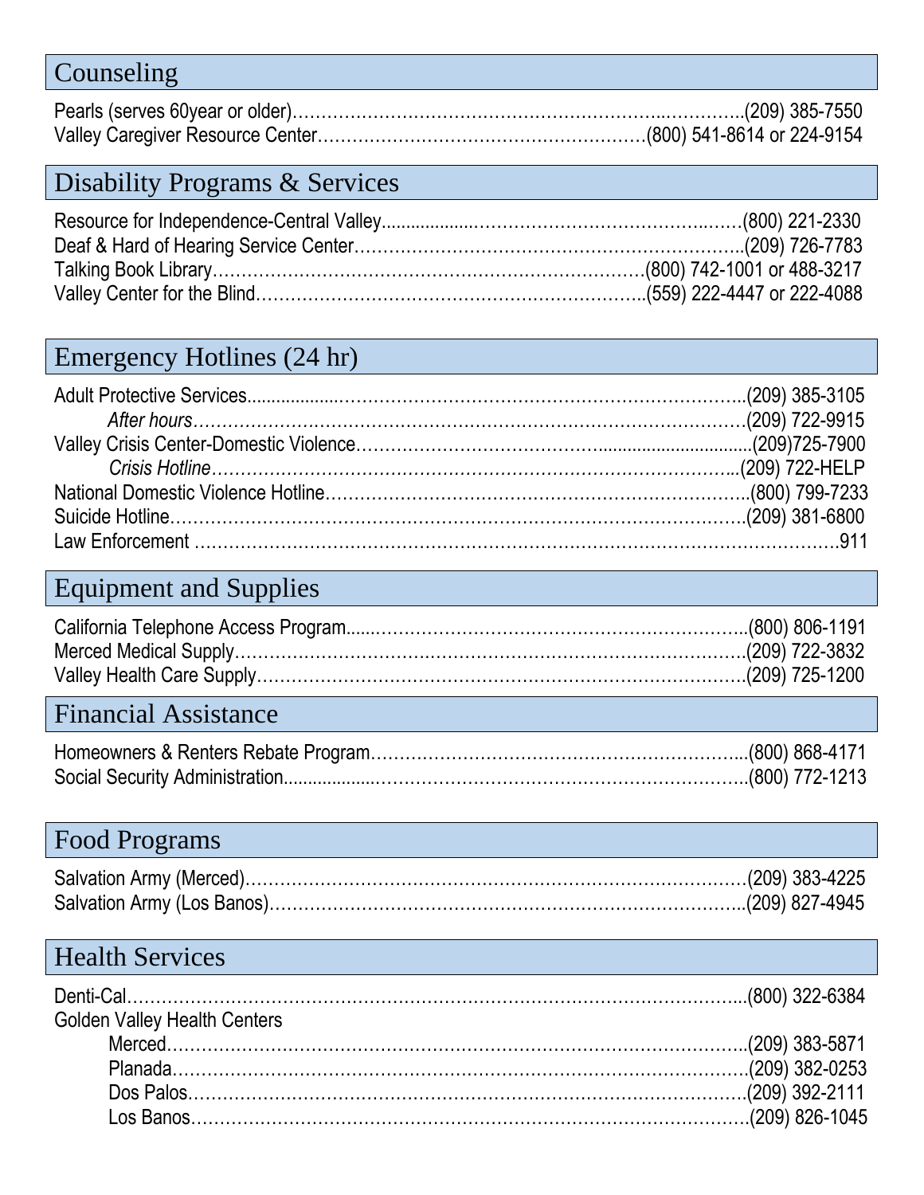## Counseling

Pearls (serves 60year or older)……………………………………………………...…………..(209) 385-7550
Valley Caregiver Resource Center…………………………………………………(800) 541-8614 or 224-9154

## Disability Programs & Services

Resource for Independence-Central Valley……………………………………………….……(800) 221-2330
Deaf & Hard of Hearing Service Center…………………………………………………………..(209) 726-7783
Talking Book Library……………………………………………………………………(800) 742-1001 or 488-3217
Valley Center for the Blind………………………………………………………..(559) 222-4447 or 222-4088

## Emergency Hotlines (24 hr)

Adult Protective Services……………………………………………………………………………..(209) 385-3105
&nbsp;&nbsp;&nbsp;&nbsp;*After hours*…………………………………………………………………………………(209) 722-9915
Valley Crisis Center-Domestic Violence………………………………………………………………(209)725-7900
&nbsp;&nbsp;&nbsp;&nbsp;*Crisis Hotline*………………………………………………………………………………...(209) 722-HELP
National Domestic Violence Hotline…………………………………………………………………..(800) 799-7233
Suicide Hotline………………………………………………………………………………………….(209) 381-6800
Law Enforcement ……………………………………………………………………………………………….911

## Equipment and Supplies

California Telephone Access Program…………………………………………………………..(800) 806-1191
Merced Medical Supply…………………………………………………………………………….(209) 722-3832
Valley Health Care Supply………………………………………………………………………….(209) 725-1200

## Financial Assistance

Homeowners & Renters Rebate Program……………………………………………………...(800) 868-4171
Social Security Administration……………………………………………………………………..(800) 772-1213

## Food Programs

Salvation Army (Merced)……………………………………………………………………………(209) 383-4225
Salvation Army (Los Banos)…………………………………………………………………………(209) 827-4945

## Health Services

Denti-Cal……………………………………………………………………………………………...(800) 322-6384
Golden Valley Health Centers
&nbsp;&nbsp;&nbsp;&nbsp;Merced………………………………………………………………………………………..(209) 383-5871
&nbsp;&nbsp;&nbsp;&nbsp;Planada……………………………………………………………………………………….(209) 382-0253
&nbsp;&nbsp;&nbsp;&nbsp;Dos Palos……………………………………………………………………………………..(209) 392-2111
&nbsp;&nbsp;&nbsp;&nbsp;Los Banos……………………………………………………………………………………..(209) 826-1045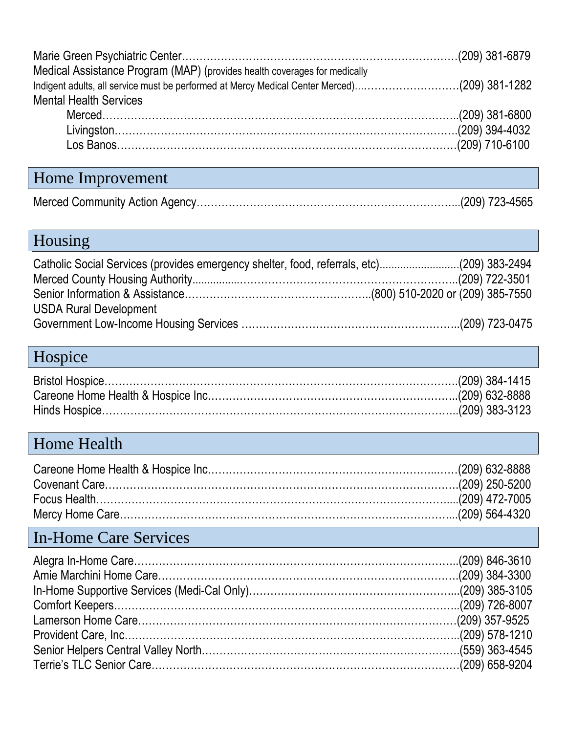Marie Green Psychiatric Center………………………………………………………………………(209) 381-6879

Medical Assistance Program (MAP) (provides health coverages for medically Indigent adults, all service must be performed at Mercy Medical Center Merced)…………………………(209) 381-1282

Mental Health Services

- Merced……………………………………………………………………………………..(209) 381-6800
- Livingston……………………………………………………………………………….(209) 394-4032
- Los Banos……………………………………………………………………………….(209) 710-6100

## Home Improvement

Merced Community Action Agency…………………………………………………………………..(209) 723-4565

## Housing

Catholic Social Services (provides emergency shelter, food, referrals, etc)..........................(209) 383-2494

Merced County Housing Authority...............…………………………………………………….(209) 722-3501

Senior Information & Assistance……………………………………………..(800) 510-2020 or (209) 385-7550

USDA Rural Development

Government Low-Income Housing Services ……………………………………………………..(209) 723-0475

## Hospice

Bristol Hospice………………………………………………………………………………….(209) 384-1415

Careone Home Health & Hospice Inc………………………………………………………….(209) 632-8888

Hinds Hospice…………………………………………………………………………………..(209) 383-3123

## Home Health

Careone Home Health & Hospice Inc……………………………………………………..……(209) 632-8888

Covenant Care………………………………………………………………………………….(209) 250-5200

Focus Health…………………………………………………………………………………....(209) 472-7005

Mercy Home Care……………………………………………………………………………...(209) 564-4320

## In-Home Care Services

Alegra In-Home Care…………………………………………………………………………..(209) 846-3610

Amie Marchini Home Care……………………………………………………………………..(209) 384-3300

In-Home Supportive Services (Medi-Cal Only)…………………………………………………...(209) 385-3105

Comfort Keepers………………………………………………………………………………..(209) 726-8007

Lamerson Home Care…………………………………………………………………………(209) 357-9525

Provident Care, Inc…………………………………………………………………………...(209) 578-1210

Senior Helpers Central Valley North………………………………………………………….(559) 363-4545

Terrie's TLC Senior Care………………………………………………………………………(209) 658-9204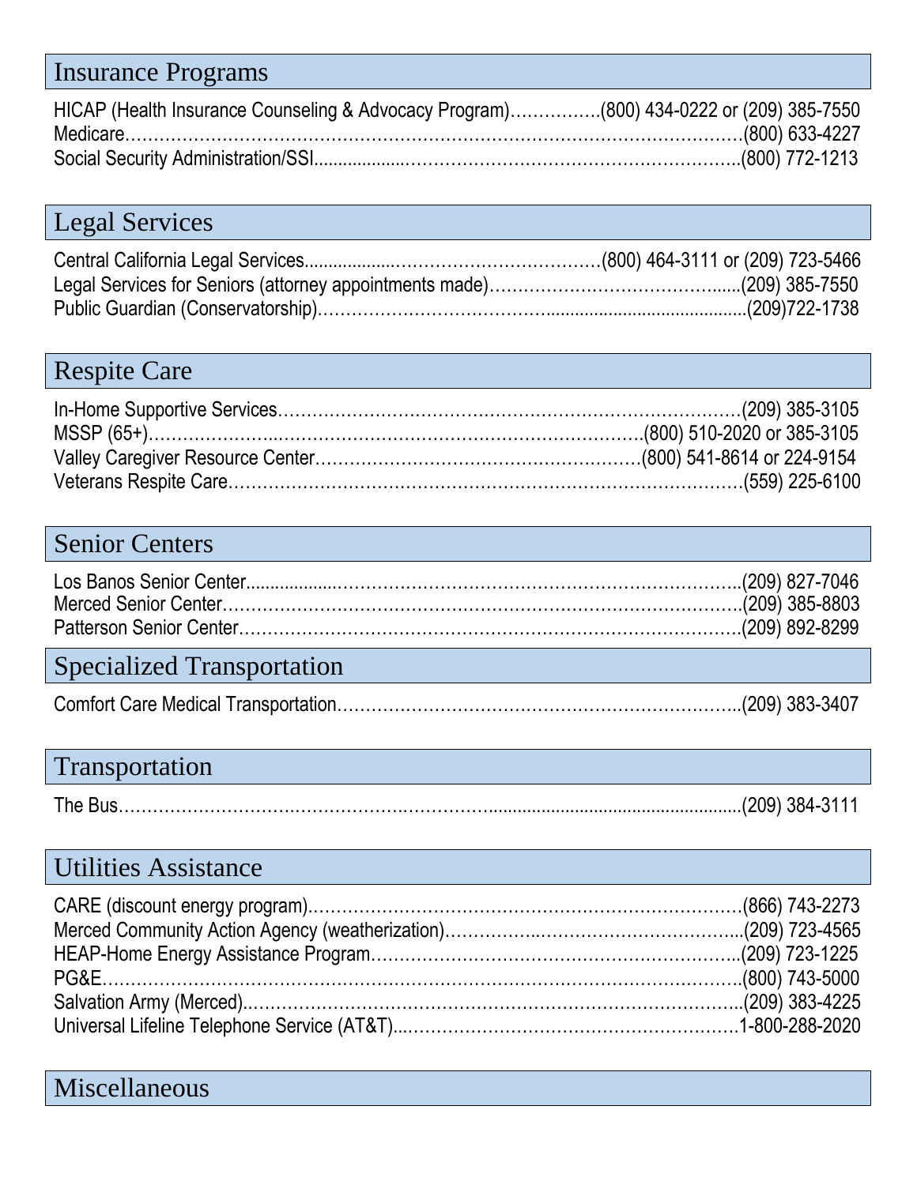## Insurance Programs

HICAP (Health Insurance Counseling & Advocacy Program)…………….(800) 434-0222 or (209) 385-7550
Medicare………………………………………………………………………………………(800) 633-4227
Social Security Administration/SSI..................……………………………………………..(800) 772-1213

## Legal Services

Central California Legal Services..................………………………………(800) 464-3111 or (209) 723-5466
Legal Services for Seniors (attorney appointments made)……………………………….......(209) 385-7550
Public Guardian (Conservatorship)…………………………………..........................................(209)722-1738

## Respite Care

In-Home Supportive Services………………………………………………………………………(209) 385-3105
MSSP (65+)…………………..……………………………………………………….(800) 510-2020 or 385-3105
Valley Caregiver Resource Center………………………………………………….(800) 541-8614 or 224-9154
Veterans Respite Care…………………………………………………………………………….(559) 225-6100

## Senior Centers

Los Banos Senior Center..................………………………………………………………………..(209) 827-7046
Merced Senior Center……………………………………………………………………………..(209) 385-8803
Patterson Senior Center…………………………………………………………………………….(209) 892-8299

## Specialized Transportation

Comfort Care Medical Transportation……………………………………………………………..(209) 383-3407

## Transportation

The Bus………………………………………………….........................................................(209) 384-3111

## Utilities Assistance

CARE (discount energy program)…………………………………………………………………(866) 743-2273
Merced Community Action Agency (weatherization)………………..……………………………...(209) 723-4565
HEAP-Home Energy Assistance Program………………………………………………………..(209) 723-1225
PG&E………………………………………………………………………………………………..(800) 743-5000
Salvation Army (Merced).…………………………………………………………………………..(209) 383-4225
Universal Lifeline Telephone Service (AT&T)...……………………………………………….…1-800-288-2020

## Miscellaneous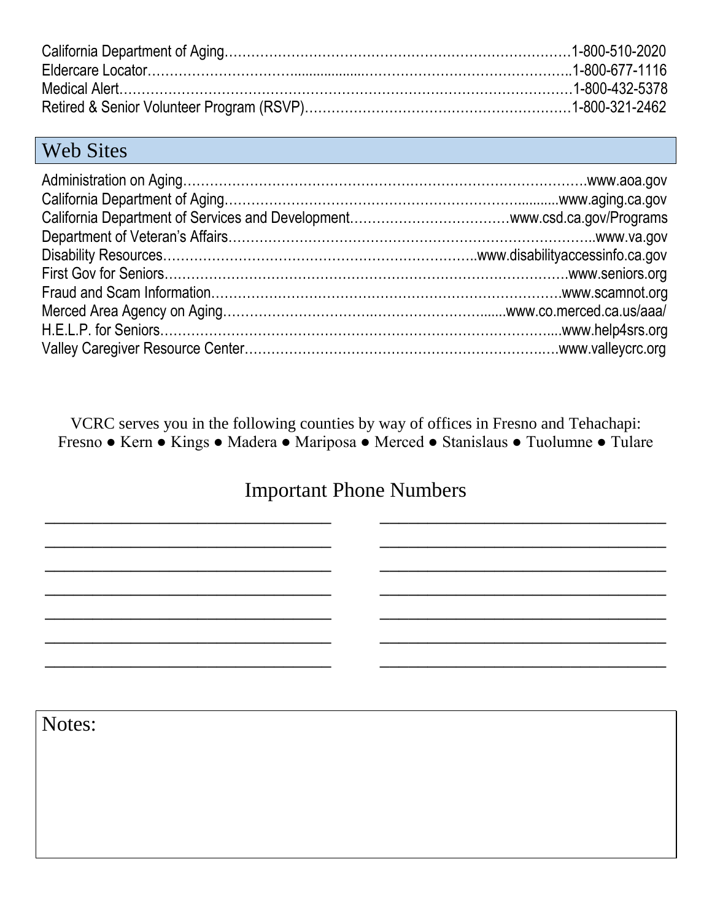California Department of Aging…………………………………………………………………1-800-510-2020
Eldercare Locator……………………………....................……………………………………..1-800-677-1116
Medical Alert………………………………………………………………………………………1-800-432-5378
Retired & Senior Volunteer Program (RSVP)……………………………………………………1-800-321-2462

## Web Sites

Administration on Aging……………………………………………………………………………….www.aoa.gov
California Department of Aging……………………………………………………….............www.aging.ca.gov
California Department of Services and Development………………………………www.csd.ca.gov/Programs
Department of Veteran's Affairs………………………………………………………………………..www.va.gov
Disability Resources……………………………………………………………..www.disabilityaccessinfo.ca.gov
First Gov for Seniors…………………………………………………………………………….www.seniors.org
Fraud and Scam Information……………………………………………………………………www.scamnot.org
Merced Area Agency on Aging……………………………………………………......www.co.merced.ca.us/aaa/
H.E.L.P. for Seniors……………………………………………………………………………....www.help4srs.org
Valley Caregiver Resource Center…………………………………………………………….www.valleycrc.org

VCRC serves you in the following counties by way of offices in Fresno and Tehachapi:
Fresno ● Kern ● Kings ● Madera ● Mariposa ● Merced ● Stanislaus ● Tuolumne ● Tulare

## Important Phone Numbers

_________________________________ _________________________________
_________________________________ _________________________________
_________________________________ _________________________________
_________________________________ _________________________________
_________________________________ _________________________________
_________________________________ _________________________________
_________________________________ _________________________________

Notes: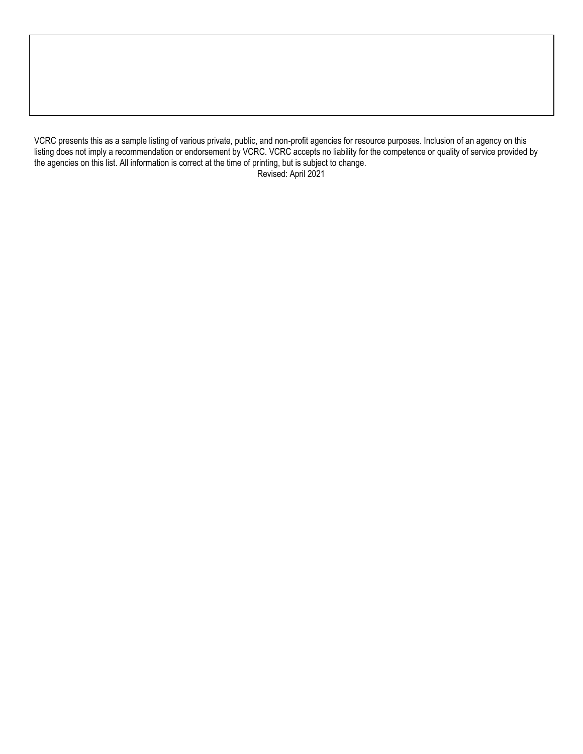VCRC presents this as a sample listing of various private, public, and non-profit agencies for resource purposes. Inclusion of an agency on this listing does not imply a recommendation or endorsement by VCRC. VCRC accepts no liability for the competence or quality of service provided by the agencies on this list. All information is correct at the time of printing, but is subject to change.

Revised: April 2021